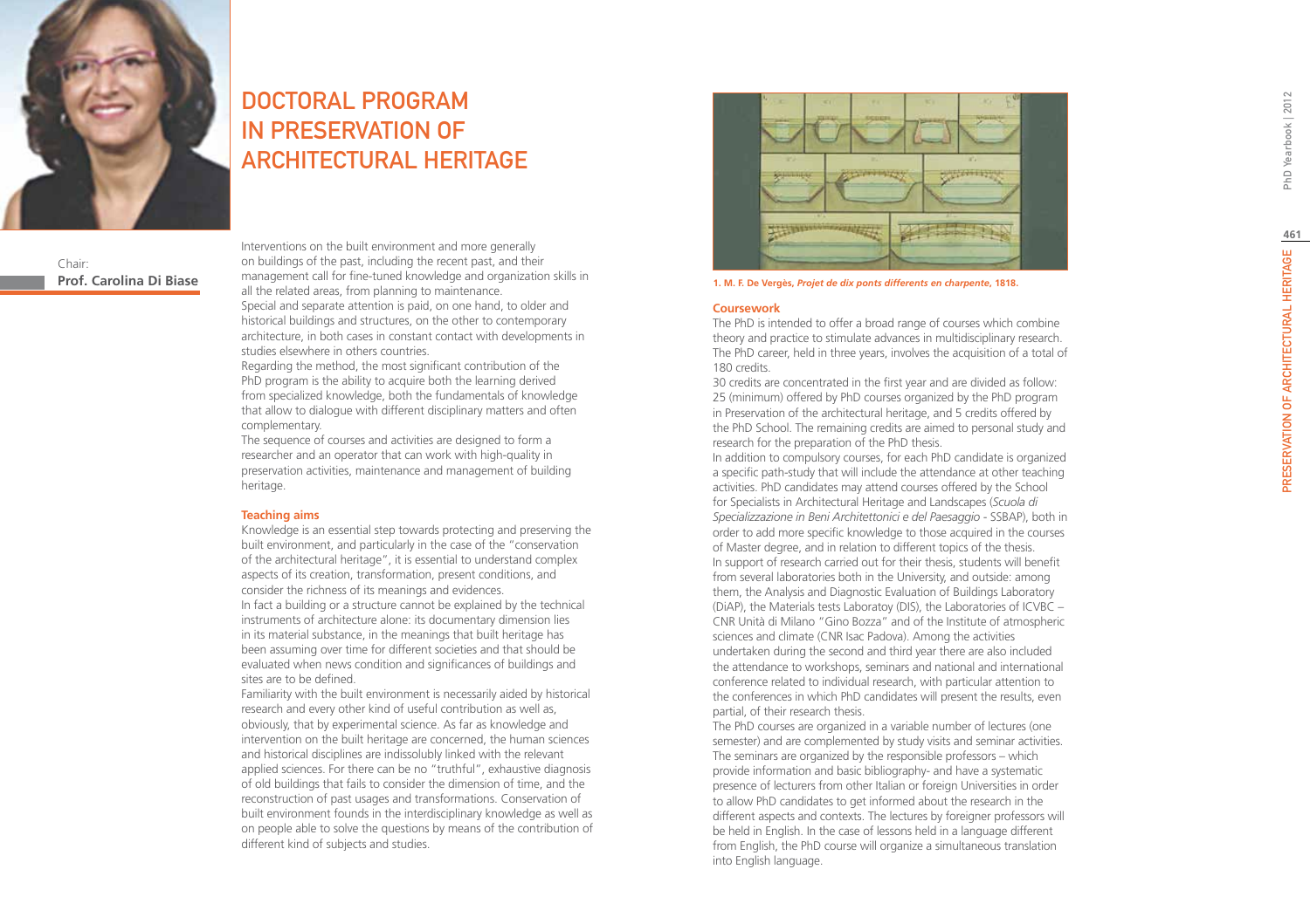# DOCTORAL PROGRAM IN PRESERVATION OF ARCHITECTURAL HERITAGE

Chair:
**Prof. Carolina Di Biase**

Interventions on the built environment and more generally on buildings of the past, including the recent past, and their management call for fine-tuned knowledge and organization skills in all the related areas, from planning to maintenance.
Special and separate attention is paid, on one hand, to older and historical buildings and structures, on the other to contemporary architecture, in both cases in constant contact with developments in studies elsewhere in others countries.
Regarding the method, the most significant contribution of the PhD program is the ability to acquire both the learning derived from specialized knowledge, both the fundamentals of knowledge that allow to dialogue with different disciplinary matters and often complementary.
The sequence of courses and activities are designed to form a researcher and an operator that can work with high-quality in preservation activities, maintenance and management of building heritage.

### Teaching aims

Knowledge is an essential step towards protecting and preserving the built environment, and particularly in the case of the "conservation of the architectural heritage", it is essential to understand complex aspects of its creation, transformation, present conditions, and consider the richness of its meanings and evidences.
In fact a building or a structure cannot be explained by the technical instruments of architecture alone: its documentary dimension lies in its material substance, in the meanings that built heritage has been assuming over time for different societies and that should be evaluated when news condition and significances of buildings and sites are to be defined.
Familiarity with the built environment is necessarily aided by historical research and every other kind of useful contribution as well as, obviously, that by experimental science. As far as knowledge and intervention on the built heritage are concerned, the human sciences and historical disciplines are indissolubly linked with the relevant applied sciences. For there can be no "truthful", exhaustive diagnosis of old buildings that fails to consider the dimension of time, and the reconstruction of past usages and transformations. Conservation of built environment founds in the interdisciplinary knowledge as well as on people able to solve the questions by means of the contribution of different kind of subjects and studies.

**1. M. F. De Vergès, *Projet de dix ponts differents en charpente*, 1818.**

### Coursework

The PhD is intended to offer a broad range of courses which combine theory and practice to stimulate advances in multidisciplinary research. The PhD career, held in three years, involves the acquisition of a total of 180 credits.
30 credits are concentrated in the first year and are divided as follow: 25 (minimum) offered by PhD courses organized by the PhD program in Preservation of the architectural heritage, and 5 credits offered by the PhD School. The remaining credits are aimed to personal study and research for the preparation of the PhD thesis.
In addition to compulsory courses, for each PhD candidate is organized a specific path-study that will include the attendance at other teaching activities. PhD candidates may attend courses offered by the School for Specialists in Architectural Heritage and Landscapes (*Scuola di Specializzazione in Beni Architettonici e del Paesaggio* - SSBAP), both in order to add more specific knowledge to those acquired in the courses of Master degree, and in relation to different topics of the thesis.
In support of research carried out for their thesis, students will benefit from several laboratories both in the University, and outside: among them, the Analysis and Diagnostic Evaluation of Buildings Laboratory (DiAP), the Materials tests Laboratoy (DIS), the Laboratories of ICVBC – CNR Unità di Milano "Gino Bozza" and of the Institute of atmospheric sciences and climate (CNR Isac Padova). Among the activities undertaken during the second and third year there are also included the attendance to workshops, seminars and national and international conference related to individual research, with particular attention to the conferences in which PhD candidates will present the results, even partial, of their research thesis.
The PhD courses are organized in a variable number of lectures (one semester) and are complemented by study visits and seminar activities. The seminars are organized by the responsible professors – which provide information and basic bibliography- and have a systematic presence of lecturers from other Italian or foreign Universities in order to allow PhD candidates to get informed about the research in the different aspects and contexts. The lectures by foreigner professors will be held in English. In the case of lessons held in a language different from English, the PhD course will organize a simultaneous translation into English language.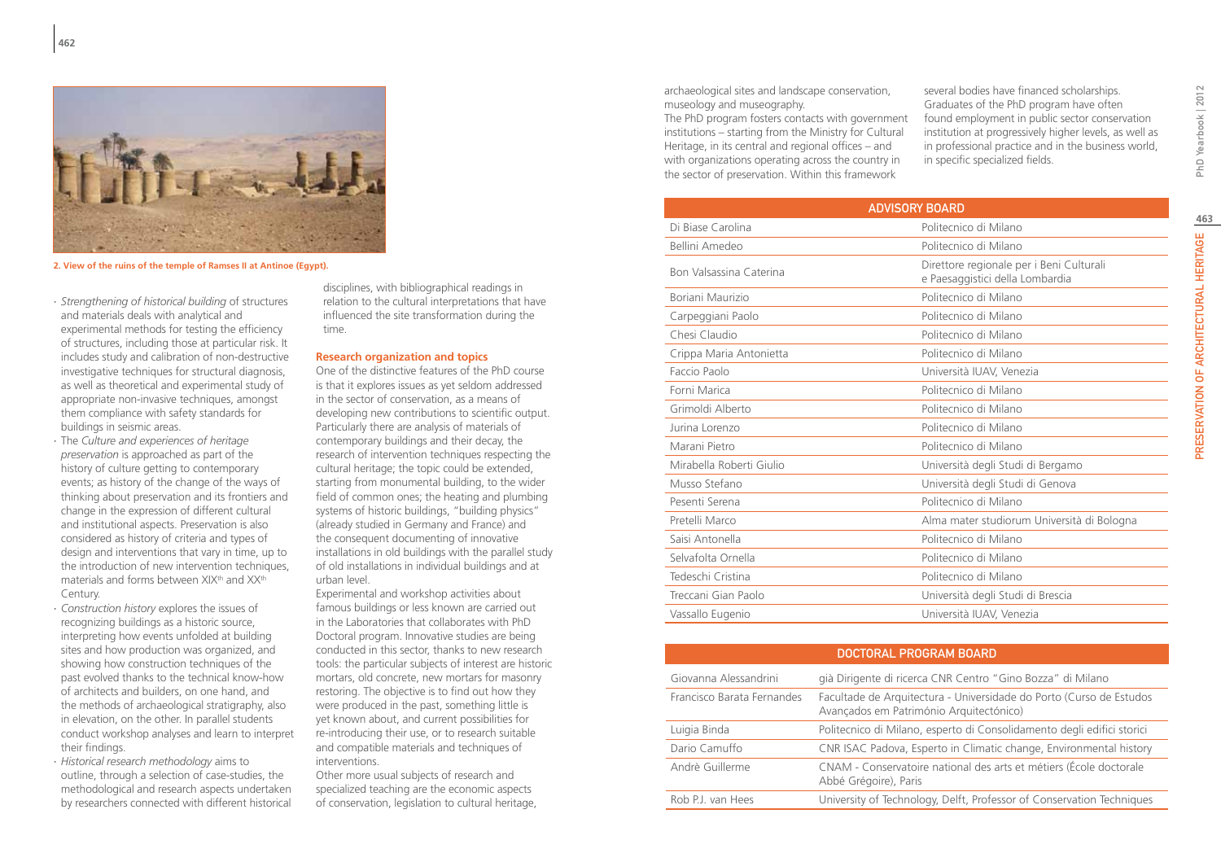2. View of the ruins of the temple of Ramses II at Antinoe (Egypt).

- *Strengthening of historical building* of structures and materials deals with analytical and experimental methods for testing the efficiency of structures, including those at particular risk. It includes study and calibration of non-destructive investigative techniques for structural diagnosis, as well as theoretical and experimental study of appropriate non-invasive techniques, amongst them compliance with safety standards for buildings in seismic areas.
- The *Culture and experiences of heritage preservation* is approached as part of the history of culture getting to contemporary events; as history of the change of the ways of thinking about preservation and its frontiers and change in the expression of different cultural and institutional aspects. Preservation is also considered as history of criteria and types of design and interventions that vary in time, up to the introduction of new intervention techniques, materials and forms between XIX[th] and XX[th] Century.
- *Construction history* explores the issues of recognizing buildings as a historic source, interpreting how events unfolded at building sites and how production was organized, and showing how construction techniques of the past evolved thanks to the technical know-how of architects and builders, on one hand, and the methods of archaeological stratigraphy, also in elevation, on the other. In parallel students conduct workshop analyses and learn to interpret their findings.
- *Historical research methodology* aims to outline, through a selection of case-studies, the methodological and research aspects undertaken by researchers connected with different historical disciplines, with bibliographical readings in relation to the cultural interpretations that have influenced the site transformation during the time.

### Research organization and topics

One of the distinctive features of the PhD course is that it explores issues as yet seldom addressed in the sector of conservation, as a means of developing new contributions to scientific output. Particularly there are analysis of materials of contemporary buildings and their decay, the research of intervention techniques respecting the cultural heritage; the topic could be extended, starting from monumental building, to the wider field of common ones; the heating and plumbing systems of historic buildings, "building physics" (already studied in Germany and France) and the consequent documenting of innovative installations in old buildings with the parallel study of old installations in individual buildings and at urban level.

Experimental and workshop activities about famous buildings or less known are carried out in the Laboratories that collaborates with PhD Doctoral program. Innovative studies are being conducted in this sector, thanks to new research tools: the particular subjects of interest are historic mortars, old concrete, new mortars for masonry restoring. The objective is to find out how they were produced in the past, something little is yet known about, and current possibilities for re-introducing their use, or to research suitable and compatible materials and techniques of interventions.

Other more usual subjects of research and specialized teaching are the economic aspects of conservation, legislation to cultural heritage, archaeological sites and landscape conservation, museology and museography.

The PhD program fosters contacts with government institutions – starting from the Ministry for Cultural Heritage, in its central and regional offices – and with organizations operating across the country in the sector of preservation. Within this framework several bodies have financed scholarships. Graduates of the PhD program have often found employment in public sector conservation institution at progressively higher levels, as well as in professional practice and in the business world, in specific specialized fields.

| ADVISORY BOARD | |
|---|---|
| Di Biase Carolina | Politecnico di Milano |
| Bellini Amedeo | Politecnico di Milano |
| Bon Valsassina Caterina | Direttore regionale per i Beni Culturali e Paesaggistici della Lombardia |
| Boriani Maurizio | Politecnico di Milano |
| Carpeggiani Paolo | Politecnico di Milano |
| Chesi Claudio | Politecnico di Milano |
| Crippa Maria Antonietta | Politecnico di Milano |
| Faccio Paolo | Università IUAV, Venezia |
| Forni Marica | Politecnico di Milano |
| Grimoldi Alberto | Politecnico di Milano |
| Jurina Lorenzo | Politecnico di Milano |
| Marani Pietro | Politecnico di Milano |
| Mirabella Roberti Giulio | Università degli Studi di Bergamo |
| Musso Stefano | Università degli Studi di Genova |
| Pesenti Serena | Politecnico di Milano |
| Pretelli Marco | Alma mater studiorum Università di Bologna |
| Saisi Antonella | Politecnico di Milano |
| Selvafolta Ornella | Politecnico di Milano |
| Tedeschi Cristina | Politecnico di Milano |
| Treccani Gian Paolo | Università degli Studi di Brescia |
| Vassallo Eugenio | Università IUAV, Venezia |

| DOCTORAL PROGRAM BOARD | |
|---|---|
| Giovanna Alessandrini | già Dirigente di ricerca CNR Centro "Gino Bozza" di Milano |
| Francisco Barata Fernandes | Facultade de Arquitectura - Universidade do Porto (Curso de Estudos Avançados em Património Arquitectónico) |
| Luigia Binda | Politecnico di Milano, esperto di Consolidamento degli edifici storici |
| Dario Camuffo | CNR ISAC Padova, Esperto in Climatic change, Environmental history |
| Andrè Guillerme | CNAM - Conservatoire national des arts et métiers (École doctorale Abbé Grégoire), Paris |
| Rob P.J. van Hees | University of Technology, Delft, Professor of Conservation Techniques |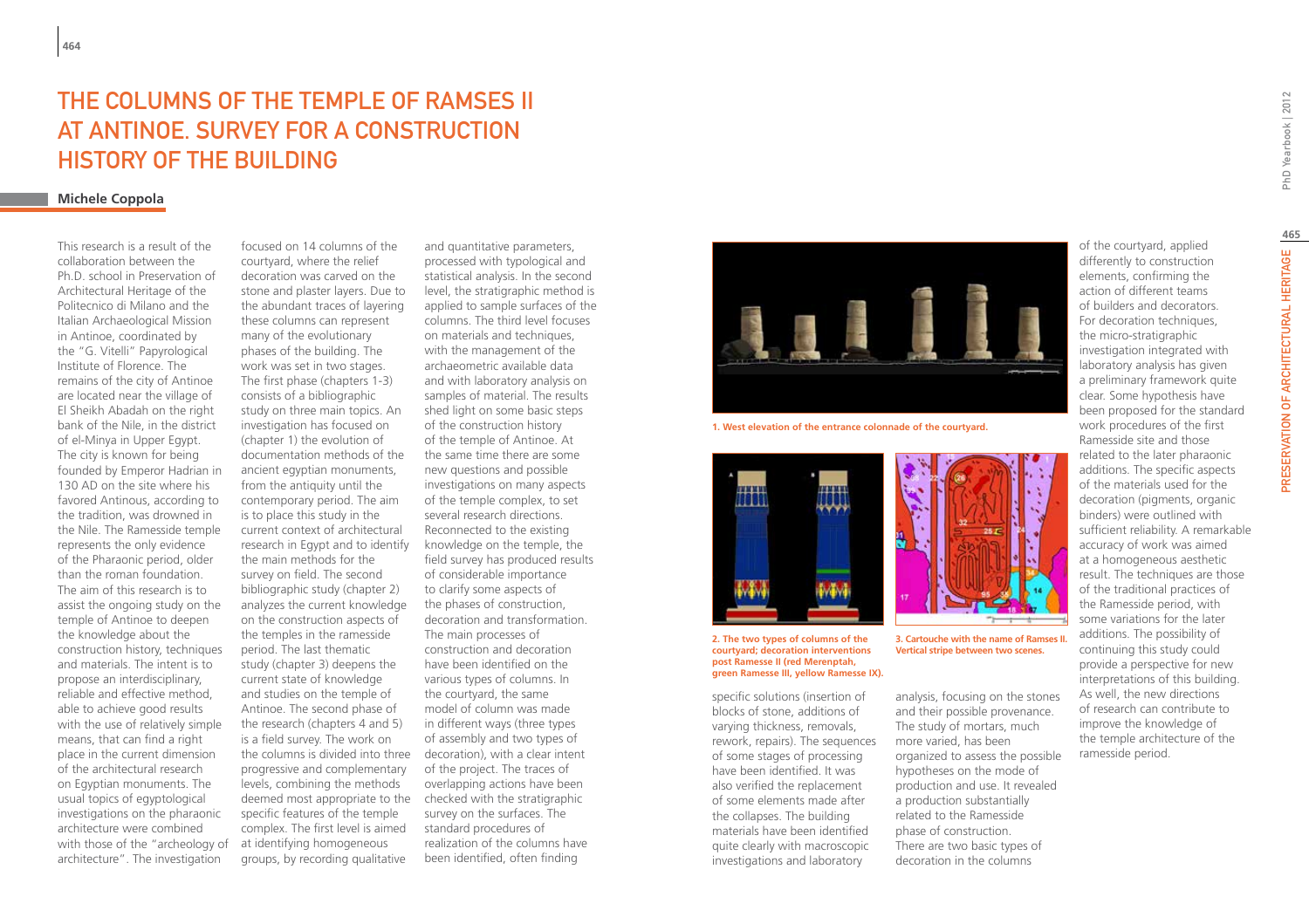# THE COLUMNS OF THE TEMPLE OF RAMSES II AT ANTINOE. SURVEY FOR A CONSTRUCTION HISTORY OF THE BUILDING

**Michele Coppola**

This research is a result of the collaboration between the Ph.D. school in Preservation of Architectural Heritage of the Politecnico di Milano and the Italian Archaeological Mission in Antinoe, coordinated by the "G. Vitelli" Papyrological Institute of Florence. The remains of the city of Antinoe are located near the village of El Sheikh Abadah on the right bank of the Nile, in the district of el-Minya in Upper Egypt. The city is known for being founded by Emperor Hadrian in 130 AD on the site where his favored Antinous, according to the tradition, was drowned in the Nile. The Ramesside temple represents the only evidence of the Pharaonic period, older than the roman foundation. The aim of this research is to assist the ongoing study on the temple of Antinoe to deepen the knowledge about the construction history, techniques and materials. The intent is to propose an interdisciplinary, reliable and effective method, able to achieve good results with the use of relatively simple means, that can find a right place in the current dimension of the architectural research on Egyptian monuments. The usual topics of egyptological investigations on the pharaonic architecture were combined with those of the "archeology of architecture". The investigation focused on 14 columns of the courtyard, where the relief decoration was carved on the stone and plaster layers. Due to the abundant traces of layering these columns can represent many of the evolutionary phases of the building. The work was set in two stages. The first phase (chapters 1-3) consists of a bibliographic study on three main topics. An investigation has focused on (chapter 1) the evolution of documentation methods of the ancient egyptian monuments, from the antiquity until the contemporary period. The aim is to place this study in the current context of architectural research in Egypt and to identify the main methods for the survey on field. The second bibliographic study (chapter 2) analyzes the current knowledge on the construction aspects of the temples in the ramesside period. The last thematic study (chapter 3) deepens the current state of knowledge and studies on the temple of Antinoe. The second phase of the research (chapters 4 and 5) is a field survey. The work on the columns is divided into three progressive and complementary levels, combining the methods deemed most appropriate to the specific features of the temple complex. The first level is aimed at identifying homogeneous groups, by recording qualitative and quantitative parameters, processed with typological and statistical analysis. In the second level, the stratigraphic method is applied to sample surfaces of the columns. The third level focuses on materials and techniques, with the management of the archaeometric available data and with laboratory analysis on samples of material. The results shed light on some basic steps of the construction history of the temple of Antinoe. At the same time there are some new questions and possible investigations on many aspects of the temple complex, to set several research directions. Reconnected to the existing knowledge on the temple, the field survey has produced results of considerable importance to clarify some aspects of the phases of construction, decoration and transformation. The main processes of construction and decoration have been identified on the various types of columns. In the courtyard, the same model of column was made in different ways (three types of assembly and two types of decoration), with a clear intent of the project. The traces of overlapping actions have been checked with the stratigraphic survey on the surfaces. The standard procedures of realization of the columns have been identified, often finding specific solutions (insertion of blocks of stone, additions of varying thickness, removals, rework, repairs). The sequences of some stages of processing have been identified. It was also verified the replacement of some elements made after the collapses. The building materials have been identified quite clearly with macroscopic investigations and laboratory analysis, focusing on the stones and their possible provenance. The study of mortars, much more varied, has been organized to assess the possible hypotheses on the mode of production and use. It revealed a production substantially related to the Ramesside phase of construction. There are two basic types of decoration in the columns of the courtyard, applied differently to construction elements, confirming the action of different teams of builders and decorators. For decoration techniques, the micro-stratigraphic investigation integrated with laboratory analysis has given a preliminary framework quite clear. Some hypothesis have been proposed for the standard work procedures of the first Ramesside site and those related to the later pharaonic additions. The specific aspects of the materials used for the decoration (pigments, organic binders) were outlined with sufficient reliability. A remarkable accuracy of work was aimed at a homogeneous aesthetic result. The techniques are those of the traditional practices of the Ramesside period, with some variations for the later additions. The possibility of continuing this study could provide a perspective for new interpretations of this building. As well, the new directions of research can contribute to improve the knowledge of the temple architecture of the ramesside period.

1. West elevation of the entrance colonnade of the courtyard.

2. The two types of columns of the courtyard; decoration interventions post Ramesse II (red Merenptah, green Ramesse III, yellow Ramesse IX).

3. Cartouche with the name of Ramses II. Vertical stripe between two scenes.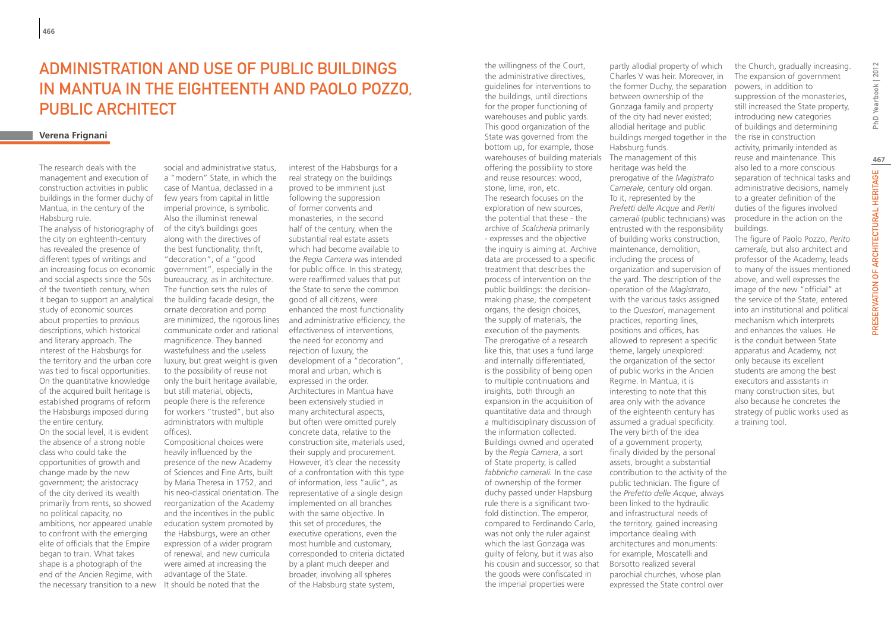# Administration and Use of Public Buildings in Mantua in the Eighteenth and Paolo Pozzo, Public Architect

**Verena Frignani**

The research deals with the management and execution of construction activities in public buildings in the former duchy of Mantua, in the century of the Habsburg rule.

The analysis of historiography of the city on eighteenth-century has revealed the presence of different types of writings and an increasing focus on economic and social aspects since the 50s of the twentieth century, when it began to support an analytical study of economic sources about properties to previous descriptions, which historical and literary approach. The interest of the Habsburgs for the territory and the urban core was tied to fiscal opportunities. On the quantitative knowledge of the acquired built heritage is established programs of reform the Habsburgs imposed during the entire century.

On the social level, it is evident the absence of a strong noble class who could take the opportunities of growth and change made by the new government; the aristocracy of the city derived its wealth primarily from rents, so showed no political capacity, no ambitions, nor appeared unable to confront with the emerging elite of officials that the Empire began to train. What takes shape is a photograph of the end of the Ancien Regime, with the necessary transition to a new social and administrative status, a "modern" State, in which the case of Mantua, declassed in a few years from capital in little imperial province, is symbolic. Also the illuminist renewal of the city's buildings goes along with the directives of the best functionality, thrift, "decoration", of a "good government", especially in the bureaucracy, as in architecture. The function sets the rules of the building facade design, the ornate decoration and pomp are minimized, the rigorous lines communicate order and rational magnificence. They banned wastefulness and the useless luxury, but great weight is given to the possibility of reuse not only the built heritage available, but still material, objects, people (here is the reference for workers "trusted", but also administrators with multiple offices).

Compositional choices were heavily influenced by the presence of the new Academy of Sciences and Fine Arts, built by Maria Theresa in 1752, and his neo-classical orientation. The reorganization of the Academy and the incentives in the public education system promoted by the Habsburgs, were an other expression of a wider program of renewal, and new curricula were aimed at increasing the advantage of the State.

It should be noted that the interest of the Habsburgs for a real strategy on the buildings proved to be imminent just following the suppression of former convents and monasteries, in the second half of the century, when the substantial real estate assets which had become available to the *Regia Camera* was intended for public office. In this strategy, were reaffirmed values that put the State to serve the common good of all citizens, were enhanced the most functionality and administrative efficiency, the effectiveness of interventions, the need for economy and rejection of luxury, the development of a "decoration", moral and urban, which is expressed in the order.

Architectures in Mantua have been extensively studied in many architectural aspects, but often were omitted purely concrete data, relative to the construction site, materials used, their supply and procurement. However, it's clear the necessity of a confrontation with this type of information, less "aulic", as representative of a single design implemented on all branches with the same objective. In this set of procedures, the executive operations, even the most humble and customary, corresponded to criteria dictated by a plant much deeper and broader, involving all spheres of the Habsburg state system, the willingness of the Court, the administrative directives, guidelines for interventions to the buildings, until directions for the proper functioning of warehouses and public yards. This good organization of the State was governed from the bottom up, for example, those warehouses of building materials offering the possibility to store and reuse resources: wood, stone, lime, iron, etc.

The research focuses on the exploration of new sources, the potential that these - the archive of *Scalcheria* primarily - expresses and the objective the inquiry is aiming at. Archive data are processed to a specific treatment that describes the process of intervention on the public buildings: the decision-making phase, the competent organs, the design choices, the supply of materials, the execution of the payments. The prerogative of a research like this, that uses a fund large and internally differentiated, is the possibility of being open to multiple continuations and insights, both through an expansion in the acquisition of quantitative data and through a multidisciplinary discussion of the information collected.

Buildings owned and operated by the *Regia Camera*, a sort of State property, is called *fabbriche camerali*. In the case of ownership of the former duchy passed under Hapsburg rule there is a significant two-fold distinction. The emperor, compared to Ferdinando Carlo, was not only the ruler against which the last Gonzaga was guilty of felony, but it was also his cousin and successor, so that the goods were confiscated in the imperial properties were partly allodial property of which Charles V was heir. Moreover, in the former Duchy, the separation between ownership of the Gonzaga family and property of the city had never existed; allodial heritage and public buildings merged together in the Habsburg.funds.

The management of this heritage was held the prerogative of the *Magistrato Camerale*, century old organ. To it, represented by the *Prefetti delle Acque* and *Periti camerali* (public technicians) was entrusted with the responsibility of building works construction, maintenance, demolition, including the process of organization and supervision of the yard. The description of the operation of the *Magistrato*, with the various tasks assigned to the *Questori*, management practices, reporting lines, positions and offices, has allowed to represent a specific theme, largely unexplored: the organization of the sector of public works in the Ancien Regime. In Mantua, it is interesting to note that this area only with the advance of the eighteenth century has assumed a gradual specificity. The very birth of the idea of a government property, finally divided by the personal assets, brought a substantial contribution to the activity of the public technician. The figure of the *Prefetto delle Acque*, always been linked to the hydraulic and infrastructural needs of the territory, gained increasing importance dealing with architectures and monuments: for example, Moscatelli and Borsotto realized several parochial churches, whose plan expressed the State control over the Church, gradually increasing. The expansion of government powers, in addition to suppression of the monasteries, still increased the State property, introducing new categories of buildings and determining the rise in construction activity, primarily intended as reuse and maintenance. This also led to a more conscious separation of technical tasks and administrative decisions, namely to a greater definition of the duties of the figures involved procedure in the action on the buildings.

The figure of Paolo Pozzo, *Perito camerale,* but also architect and professor of the Academy, leads to many of the issues mentioned above, and well expresses the image of the new "official" at the service of the State, entered into an institutional and political mechanism which interprets and enhances the values. He is the conduit between State apparatus and Academy, not only because its excellent students are among the best executors and assistants in many construction sites, but also because he concretes the strategy of public works used as a training tool.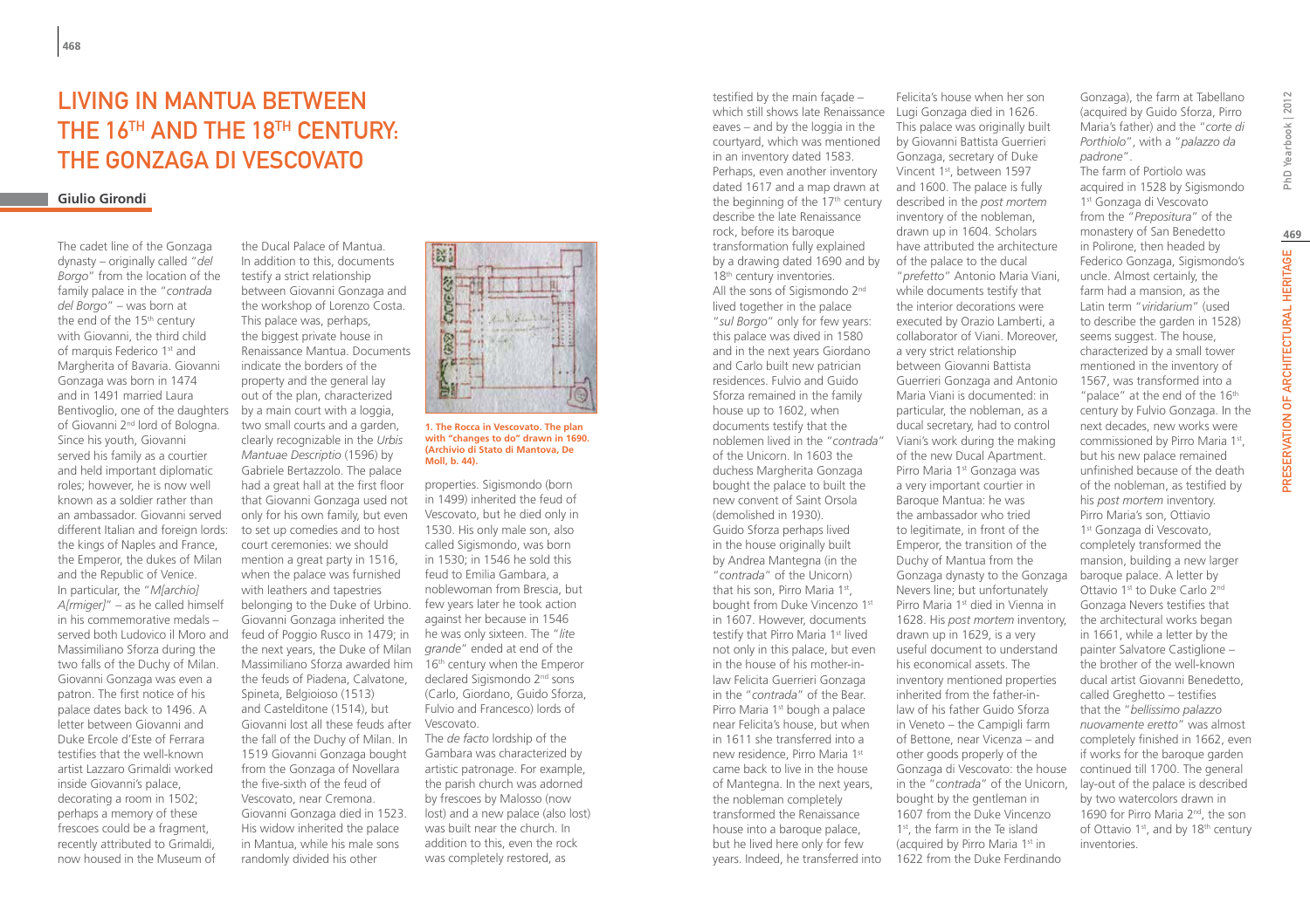# LIVING IN MANTUA BETWEEN THE 16TH AND THE 18TH CENTURY: THE GONZAGA DI VESCOVATO

**Giulio Girondi**

The cadet line of the Gonzaga dynasty – originally called "*del Borgo*" from the location of the family palace in the "*contrada del Borgo*" – was born at the end of the 15th century with Giovanni, the third child of marquis Federico 1st and Margherita of Bavaria. Giovanni Gonzaga was born in 1474 and in 1491 married Laura Bentivoglio, one of the daughters of Giovanni 2nd lord of Bologna. Since his youth, Giovanni served his family as a courtier and held important diplomatic roles; however, he is now well known as a soldier rather than an ambassador. Giovanni served different Italian and foreign lords: the kings of Naples and France, the Emperor, the dukes of Milan and the Republic of Venice. In particular, the "*M[archio] A[rmiger]*" – as he called himself in his commemorative medals – served both Ludovico il Moro and Massimiliano Sforza during the two falls of the Duchy of Milan. Giovanni Gonzaga was even a patron. The first notice of his palace dates back to 1496. A letter between Giovanni and Duke Ercole d'Este of Ferrara testifies that the well-known artist Lazzaro Grimaldi worked inside Giovanni's palace, decorating a room in 1502; perhaps a memory of these frescoes could be a fragment, recently attributed to Grimaldi, now housed in the Museum of the Ducal Palace of Mantua. In addition to this, documents testify a strict relationship between Giovanni Gonzaga and the workshop of Lorenzo Costa. This palace was, perhaps, the biggest private house in Renaissance Mantua. Documents indicate the borders of the property and the general lay out of the plan, characterized by a main court with a loggia, two small courts and a garden, clearly recognizable in the *Urbis Mantuae Descriptio* (1596) by Gabriele Bertazzolo. The palace had a great hall at the first floor that Giovanni Gonzaga used not only for his own family, but even to set up comedies and to host court ceremonies: we should mention a great party in 1516, when the palace was furnished with leathers and tapestries belonging to the Duke of Urbino. Giovanni Gonzaga inherited the feud of Poggio Rusco in 1479; in the next years, the Duke of Milan Massimiliano Sforza awarded him the feuds of Piadena, Calvatone, Spineta, Belgioioso (1513) and Casteldidone (1514), but Giovanni lost all these feuds after the fall of the Duchy of Milan. In 1519 Giovanni Gonzaga bought from the Gonzaga of Novellara the five-sixth of the feud of Vescovato, near Cremona. Giovanni Gonzaga died in 1523. His widow inherited the palace in Mantua, while his male sons randomly divided his other properties. Sigismondo (born in 1499) inherited the feud of Vescovato, but he died only in 1530. His only male son, also called Sigismondo, was born in 1530; in 1546 he sold this feud to Emilia Gambara, a noblewoman from Brescia, but few years later he took action against her because in 1546 he was only sixteen. The "*lite grande*" ended at end of the 16th century when the Emperor declared Sigismondo 2nd sons (Carlo, Giordano, Guido Sforza, Fulvio and Francesco) lords of Vescovato.

1. The Rocca in Vescovato. The plan with "changes to do" drawn in 1690. (Archivio di Stato di Mantova, De Moll, b. 44).

The *de facto* lordship of the Gambara was characterized by artistic patronage. For example, the parish church was adorned by frescoes by Malosso (now lost) and a new palace (also lost) was built near the church. In addition to this, even the rock was completely restored, as testified by the main façade – which still shows late Renaissance eaves – and by the loggia in the courtyard, which was mentioned in an inventory dated 1583. Perhaps, even another inventory dated 1617 and a map drawn at the beginning of the 17th century describe the late Renaissance rock, before its baroque transformation fully explained by a drawing dated 1690 and by 18th century inventories.

All the sons of Sigismondo 2nd lived together in the palace "*sul Borgo*" only for few years: this palace was dived in 1580 and in the next years Giordano and Carlo built new patrician residences. Fulvio and Guido Sforza remained in the family house up to 1602, when documents testify that the noblemen lived in the "*contrada*" of the Unicorn. In 1603 the duchess Margherita Gonzaga bought the palace to built the new convent of Saint Orsola (demolished in 1930). Guido Sforza perhaps lived in the house originally built by Andrea Mantegna (in the "*contrada*" of the Unicorn) that his son, Pirro Maria 1st, bought from Duke Vincenzo 1st in 1607. However, documents testify that Pirro Maria 1st lived not only in this palace, but even in the house of his mother-in-law Felicita Guerrieri Gonzaga in the "*contrada*" of the Bear. Pirro Maria 1st bough a palace near Felicita's house, but when in 1611 she transferred into a new residence, Pirro Maria 1st came back to live in the house of Mantegna. In the next years, the nobleman completely transformed the Renaissance house into a baroque palace, but he lived here only for few years. Indeed, he transferred into Felicita's house when her son Lugi Gonzaga died in 1626. This palace was originally built by Giovanni Battista Guerrieri Gonzaga, secretary of Duke Vincent 1st, between 1597 and 1600. The palace is fully described in the *post mortem* inventory of the nobleman, drawn up in 1604. Scholars have attributed the architecture of the palace to the ducal "*prefetto*" Antonio Maria Viani, while documents testify that the interior decorations were executed by Orazio Lamberti, a collaborator of Viani. Moreover, a very strict relationship between Giovanni Battista Guerrieri Gonzaga and Antonio Maria Viani is documented: in particular, the nobleman, as a ducal secretary, had to control Viani's work during the making of the new Ducal Apartment. Pirro Maria 1st Gonzaga was a very important courtier in Baroque Mantua: he was the ambassador who tried to legitimate, in front of the Emperor, the transition of the Duchy of Mantua from the Gonzaga dynasty to the Gonzaga Nevers line; but unfortunately Pirro Maria 1st died in Vienna in 1628. His *post mortem* inventory, drawn up in 1629, is a very useful document to understand his economical assets. The inventory mentioned properties inherited from the father-in-law of his father Guido Sforza in Veneto – the Campigli farm of Bettone, near Vicenza – and other goods properly of the Gonzaga di Vescovato: the house in the "*contrada*" of the Unicorn, bought by the gentleman in 1607 from the Duke Vincenzo 1st, the farm in the Te island (acquired by Pirro Maria 1st in 1622 from the Duke Ferdinando Gonzaga), the farm at Tabellano (acquired by Guido Sforza, Pirro Maria's father) and the "*corte di Porthiolo*", with a "*palazzo da padrone*".

The farm of Portiolo was acquired in 1528 by Sigismondo 1st Gonzaga di Vescovato from the "*Prepositura*" of the monastery of San Benedetto in Polirone, then headed by Federico Gonzaga, Sigismondo's uncle. Almost certainly, the farm had a mansion, as the Latin term "*viridarium*" (used to describe the garden in 1528) seems suggest. The house, characterized by a small tower mentioned in the inventory of 1567, was transformed into a "palace" at the end of the 16th century by Fulvio Gonzaga. In the next decades, new works were commissioned by Pirro Maria 1st, but his new palace remained unfinished because of the death of the nobleman, as testified by his *post mortem* inventory. Pirro Maria's son, Ottiavio 1st Gonzaga di Vescovato, completely transformed the mansion, building a new larger baroque palace. A letter by Ottavio 1st to Duke Carlo 2nd Gonzaga Nevers testifies that the architectural works began in 1661, while a letter by the painter Salvatore Castiglione – the brother of the well-known ducal artist Giovanni Benedetto, called Greghetto – testifies that the "*bellissimo palazzo nuovamente eretto*" was almost completely finished in 1662, even if works for the baroque garden continued till 1700. The general lay-out of the palace is described by two watercolors drawn in 1690 for Pirro Maria 2nd, the son of Ottavio 1st, and by 18th century inventories.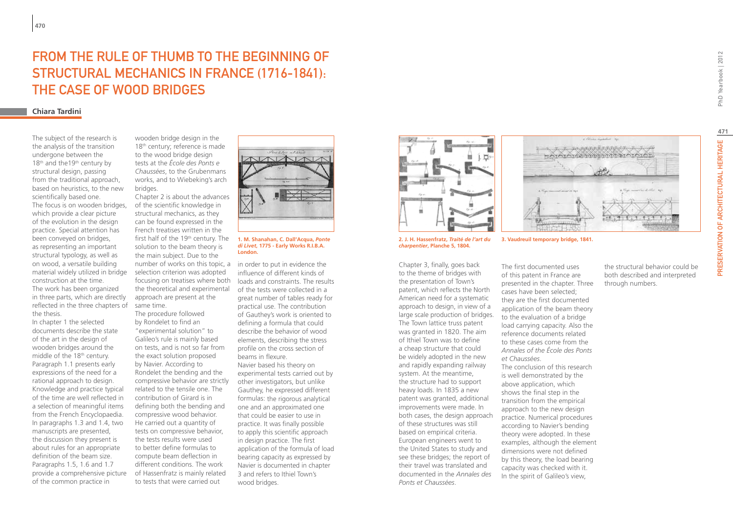# FROM THE RULE OF THUMB TO THE BEGINNING OF STRUCTURAL MECHANICS IN FRANCE (1716-1841): THE CASE OF WOOD BRIDGES

**Chiara Tardini**

The subject of the research is the analysis of the transition undergone between the 18th and the19th century by structural design, passing from the traditional approach, based on heuristics, to the new scientifically based one.
The focus is on wooden bridges, which provide a clear picture of the evolution in the design practice. Special attention has been conveyed on bridges, as representing an important structural typology, as well as on wood, a versatile building material widely utilized in bridge construction at the time.
The work has been organized in three parts, which are directly reflected in the three chapters of the thesis.
In chapter 1 the selected documents describe the state of the art in the design of wooden bridges around the middle of the 18th century.
Paragraph 1.1 presents early expressions of the need for a rational approach to design. Knowledge and practice typical of the time are well reflected in a selection of meaningful items from the French Encyclopaedia. In paragraphs 1.3 and 1.4, two manuscripts are presented, the discussion they present is about rules for an appropriate definition of the beam size. Paragraphs 1.5, 1.6 and 1.7 provide a comprehensive picture of the common practice in wooden bridge design in the 18th century; reference is made to the wood bridge design tests at the *École des Ponts e Chaussées*, to the Grubenmans works, and to Wiebeking's arch bridges.
Chapter 2 is about the advances of the scientific knowledge in structural mechanics, as they can be found expressed in the French treatises written in the first half of the 19th century. The solution to the beam theory is the main subject. Due to the number of works on this topic, a selection criterion was adopted focusing on treatises where both the theoretical and experimental approach are present at the same time.
The procedure followed by Rondelet to find an "experimental solution" to Galileo's rule is mainly based on tests, and is not so far from the exact solution proposed by Navier. According to Rondelet the bending and the compressive behavior are strictly related to the tensile one. The contribution of Girard is in defining both the bending and compressive wood behavior. He carried out a quantity of tests on compressive behavior, the tests results were used to better define formulas to compute beam deflection in different conditions. The work of Hassenfratz is mainly related to tests that were carried out in order to put in evidence the influence of different kinds of loads and constraints. The results of the tests were collected in a great number of tables ready for practical use. The contribution of Gauthey's work is oriented to defining a formula that could describe the behavior of wood elements, describing the stress profile on the cross section of beams in flexure.
Navier based his theory on experimental tests carried out by other investigators, but unlike Gauthey, he expressed different formulas: the rigorous analytical one and an approximated one that could be easier to use in practice. It was finally possible to apply this scientific approach in design practice. The first application of the formula of load bearing capacity as expressed by Navier is documented in chapter 3 and refers to Ithiel Town's wood bridges.

1. M. Shanahan, C. Dall'Acqua, *Ponte di Livet*, 1775 - Early Works R.I.B.A. London.

2. J. H. Hassenfratz, *Traité de l'art du charpentier*, Planche 5, 1804.

3. Vaudreuil temporary bridge, 1841.

Chapter 3, finally, goes back to the theme of bridges with the presentation of Town's patent, which reflects the North American need for a systematic approach to design, in view of a large scale production of bridges. The Town lattice truss patent was granted in 1820. The aim of Ithiel Town was to define a cheap structure that could be widely adopted in the new and rapidly expanding railway system. At the meantime, the structure had to support heavy loads. In 1835 a new patent was granted, additional improvements were made. In both cases, the design approach of these structures was still based on empirical criteria. European engineers went to the United States to study and see these bridges; the report of their travel was translated and documented in the *Annales des Ponts et Chaussées*.
The first documented uses of this patent in France are presented in the chapter. Three cases have been selected; they are the first documented application of the beam theory to the evaluation of a bridge load carrying capacity. Also the reference documents related to these cases come from the *Annales of the École des Ponts et Chaussées*.
The conclusion of this research is well demonstrated by the above application, which shows the final step in the transition from the empirical approach to the new design practice. Numerical procedures according to Navier's bending theory were adopted. In these examples, although the element dimensions were not defined by this theory, the load bearing capacity was checked with it. In the spirit of Galileo's view, the structural behavior could be both described and interpreted through numbers.